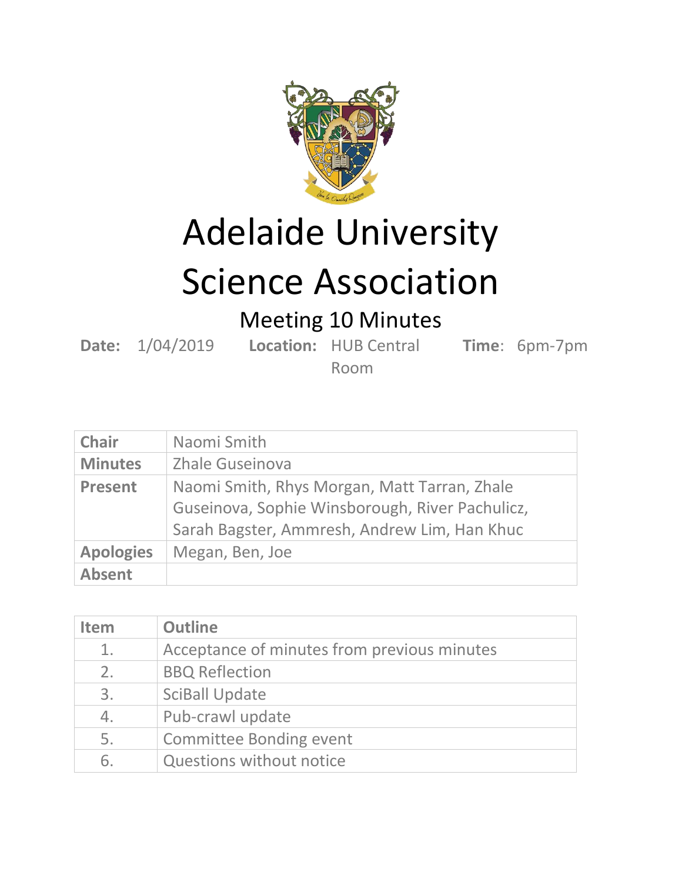# Adelaide University Science Association

## Meeting 10 Minutes

**Date:** 1/04/2019 **Location:** HUB Central Room **Time**: 6pm-7pm

| | |
|---|---|
| **Chair** | Naomi Smith |
| **Minutes** | Zhale Guseinova |
| **Present** | Naomi Smith, Rhys Morgan, Matt Tarran, Zhale Guseinova, Sophie Winsborough, River Pachulicz, Sarah Bagster, Ammresh, Andrew Lim, Han Khuc |
| **Apologies** | Megan, Ben, Joe |
| **Absent** | |

| Item | Outline |
|---|---|
| 1. | Acceptance of minutes from previous minutes |
| 2. | BBQ Reflection |
| 3. | SciBall Update |
| 4. | Pub-crawl update |
| 5. | Committee Bonding event |
| 6. | Questions without notice |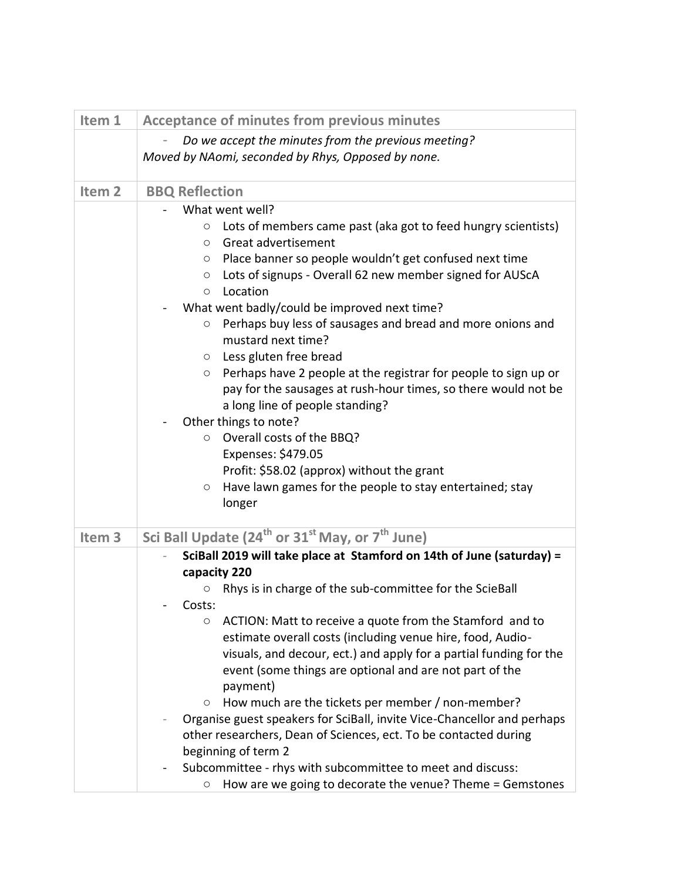| | |
|---|---|
| **Item 1** | **Acceptance of minutes from previous minutes** |
| | - *Do we accept the minutes from the previous meeting?* <br> *Moved by NAomi, seconded by Rhys, Opposed by none.* |
| **Item 2** | **BBQ Reflection** |
| | - What went well? <br> ○ Lots of members came past (aka got to feed hungry scientists) <br> ○ Great advertisement <br> ○ Place banner so people wouldn't get confused next time <br> ○ Lots of signups - Overall 62 new member signed for AUScA <br> ○ Location <br> - What went badly/could be improved next time? <br> ○ Perhaps buy less of sausages and bread and more onions and mustard next time? <br> ○ Less gluten free bread <br> ○ Perhaps have 2 people at the registrar for people to sign up or pay for the sausages at rush-hour times, so there would not be a long line of people standing? <br> - Other things to note? <br> ○ Overall costs of the BBQ? <br> Expenses: $479.05 <br> Profit: $58.02 (approx) without the grant <br> ○ Have lawn games for the people to stay entertained; stay longer |
| **Item 3** | **Sci Ball Update (24th or 31st May, or 7th June)** |
| | - **SciBall 2019 will take place at Stamford on 14th of June (saturday) = capacity 220** <br> ○ Rhys is in charge of the sub-committee for the ScieBall <br> - Costs: <br> ○ ACTION: Matt to receive a quote from the Stamford and to estimate overall costs (including venue hire, food, Audio-visuals, and decour, ect.) and apply for a partial funding for the event (some things are optional and are not part of the payment) <br> ○ How much are the tickets per member / non-member? <br> - Organise guest speakers for SciBall, invite Vice-Chancellor and perhaps other researchers, Dean of Sciences, ect. To be contacted during beginning of term 2 <br> - Subcommittee - rhys with subcommittee to meet and discuss: <br> ○ How are we going to decorate the venue? Theme = Gemstones |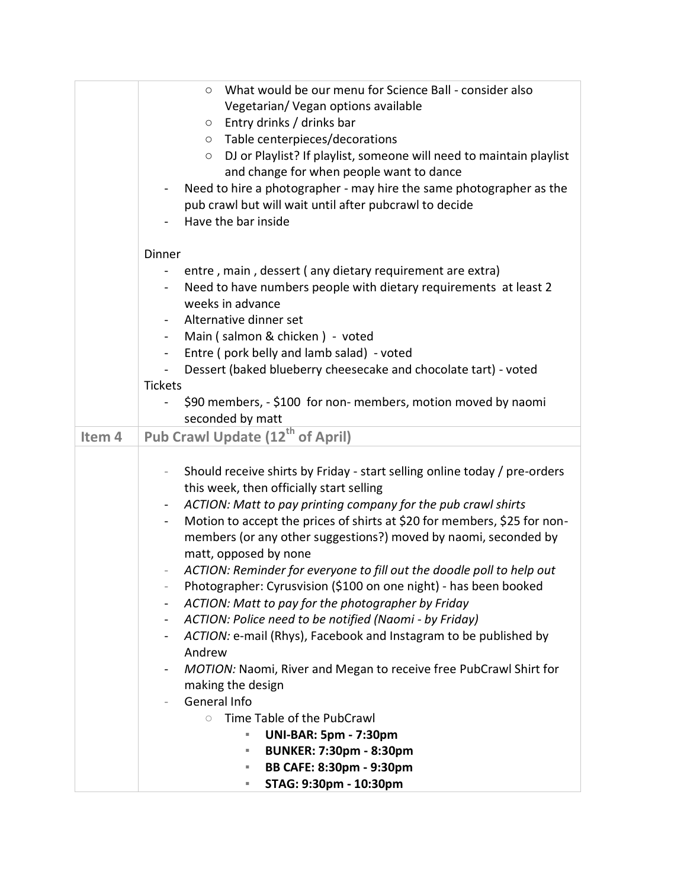| | |
|---|---|
| | ○ What would be our menu for Science Ball - consider also Vegetarian/ Vegan options available<br>○ Entry drinks / drinks bar<br>○ Table centerpieces/decorations<br>○ DJ or Playlist? If playlist, someone will need to maintain playlist and change for when people want to dance<br>- Need to hire a photographer - may hire the same photographer as the pub crawl but will wait until after pubcrawl to decide<br>- Have the bar inside<br><br>Dinner<br>- entre , main , dessert ( any dietary requirement are extra)<br>- Need to have numbers people with dietary requirements at least 2 weeks in advance<br>- Alternative dinner set<br>- Main ( salmon & chicken ) - voted<br>- Entre ( pork belly and lamb salad) - voted<br>- Dessert (baked blueberry cheesecake and chocolate tart) - voted<br><br>Tickets<br>- $90 members, - $100 for non- members, motion moved by naomi seconded by matt |
| **Item 4** | **Pub Crawl Update (12th of April)** |
| | - Should receive shirts by Friday - start selling online today / pre-orders this week, then officially start selling<br>- *ACTION: Matt to pay printing company for the pub crawl shirts*<br>- Motion to accept the prices of shirts at $20 for members, $25 for non-members (or any other suggestions?) moved by naomi, seconded by matt, opposed by none<br>- *ACTION: Reminder for everyone to fill out the doodle poll to help out*<br>- Photographer: Cyrusvision ($100 on one night) - has been booked<br>- *ACTION: Matt to pay for the photographer by Friday*<br>- *ACTION: Police need to be notified (Naomi - by Friday)*<br>- *ACTION:* e-mail (Rhys), Facebook and Instagram to be published by Andrew<br>- *MOTION:* Naomi, River and Megan to receive free PubCrawl Shirt for making the design<br>- General Info<br>○ Time Table of the PubCrawl<br>▪ **UNI-BAR: 5pm - 7:30pm**<br>▪ **BUNKER: 7:30pm - 8:30pm**<br>▪ **BB CAFE: 8:30pm - 9:30pm**<br>▪ **STAG: 9:30pm - 10:30pm** |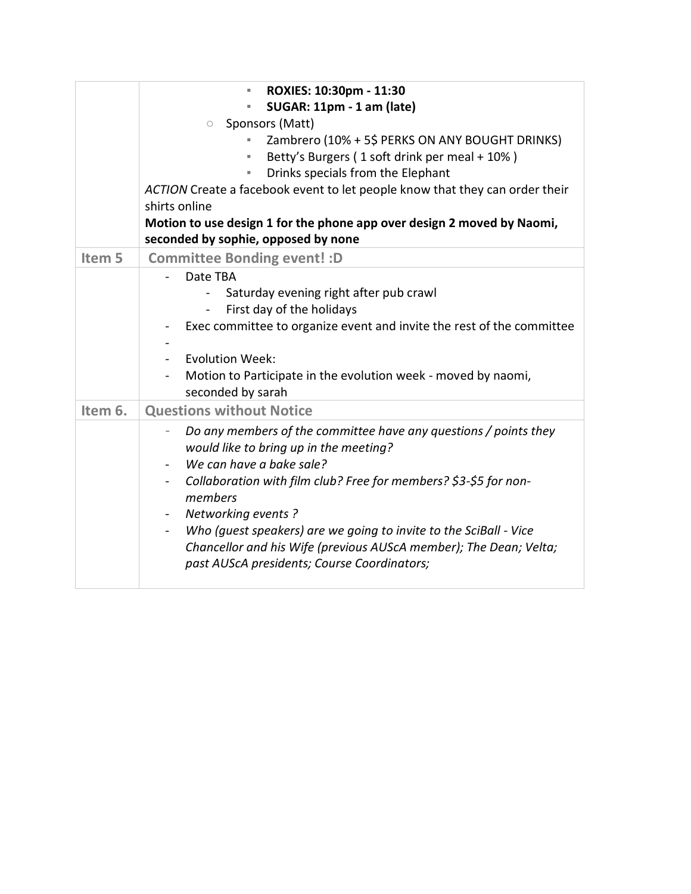| | |
|---|---|
| | ▪ **ROXIES: 10:30pm - 11:30**<br>▪ **SUGAR: 11pm - 1 am (late)**<br>○ Sponsors (Matt)<br>▪ Zambrero (10% + 5$ PERKS ON ANY BOUGHT DRINKS)<br>▪ Betty's Burgers ( 1 soft drink per meal + 10% )<br>▪ Drinks specials from the Elephant<br>*ACTION* Create a facebook event to let people know that they can order their shirts online<br>**Motion to use design 1 for the phone app over design 2 moved by Naomi, seconded by sophie, opposed by none** |
| **Item 5** | **Committee Bonding event! :D** |
| | - Date TBA<br>- Saturday evening right after pub crawl<br>- First day of the holidays<br>- Exec committee to organize event and invite the rest of the committee<br>-<br>- Evolution Week:<br>- Motion to Participate in the evolution week - moved by naomi, seconded by sarah |
| **Item 6.** | **Questions without Notice** |
| | - *Do any members of the committee have any questions / points they would like to bring up in the meeting?*<br>- *We can have a bake sale?*<br>- *Collaboration with film club? Free for members? $3-$5 for non-members*<br>- *Networking events ?*<br>- *Who (guest speakers) are we going to invite to the SciBall - Vice Chancellor and his Wife (previous AUScA member); The Dean; Velta; past AUScA presidents; Course Coordinators;* |